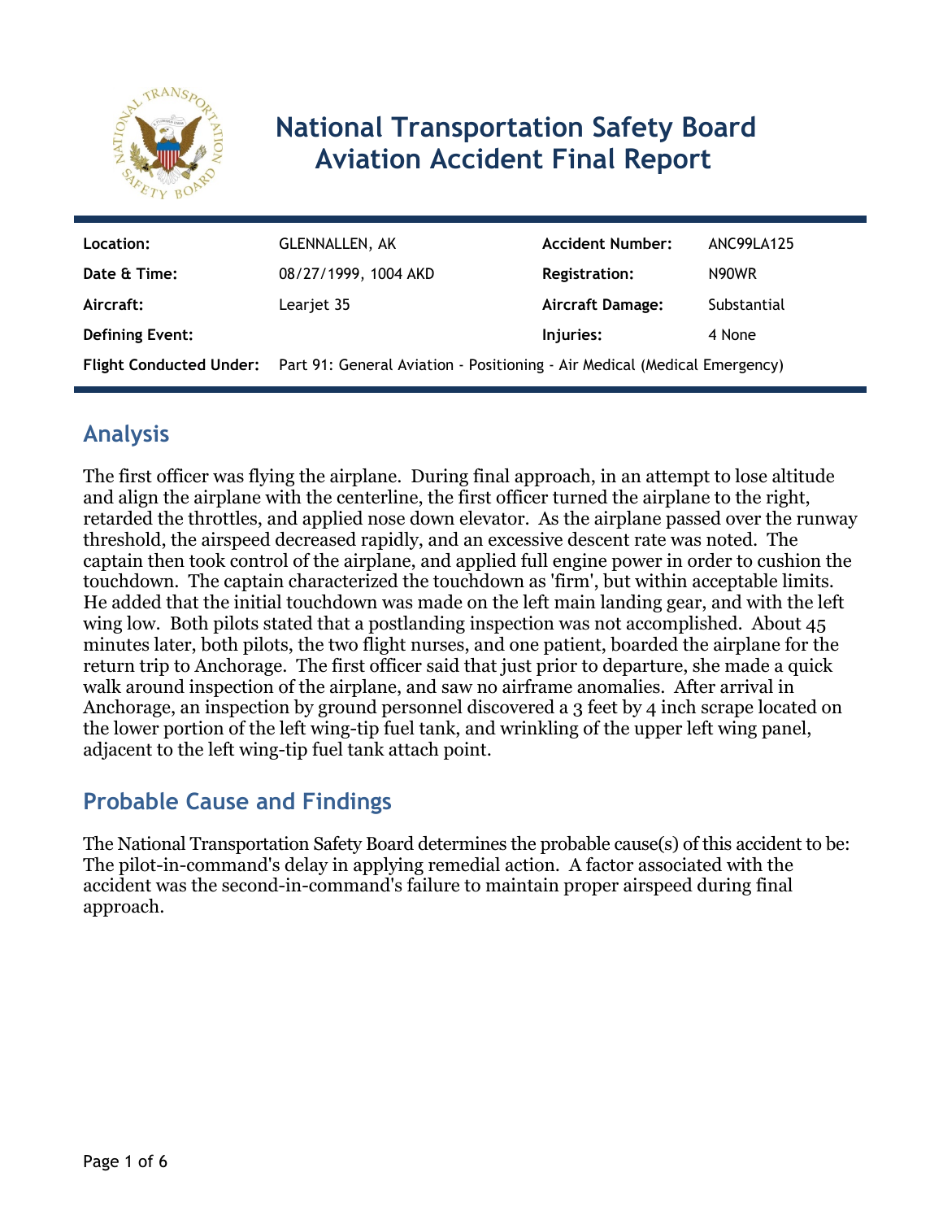# National Transportation Safety Board Aviation Accident Final Report

| | | | |
|---|---|---|---|
| **Location:** | GLENNALLEN, AK | **Accident Number:** | ANC99LA125 |
| **Date & Time:** | 08/27/1999, 1004 AKD | **Registration:** | N90WR |
| **Aircraft:** | Learjet 35 | **Aircraft Damage:** | Substantial |
| **Defining Event:** | | **Injuries:** | 4 None |
| **Flight Conducted Under:** | Part 91: General Aviation - Positioning - Air Medical (Medical Emergency) | | |

## Analysis

The first officer was flying the airplane. During final approach, in an attempt to lose altitude and align the airplane with the centerline, the first officer turned the airplane to the right, retarded the throttles, and applied nose down elevator. As the airplane passed over the runway threshold, the airspeed decreased rapidly, and an excessive descent rate was noted. The captain then took control of the airplane, and applied full engine power in order to cushion the touchdown. The captain characterized the touchdown as 'firm', but within acceptable limits. He added that the initial touchdown was made on the left main landing gear, and with the left wing low. Both pilots stated that a postlanding inspection was not accomplished. About 45 minutes later, both pilots, the two flight nurses, and one patient, boarded the airplane for the return trip to Anchorage. The first officer said that just prior to departure, she made a quick walk around inspection of the airplane, and saw no airframe anomalies. After arrival in Anchorage, an inspection by ground personnel discovered a 3 feet by 4 inch scrape located on the lower portion of the left wing-tip fuel tank, and wrinkling of the upper left wing panel, adjacent to the left wing-tip fuel tank attach point.

## Probable Cause and Findings

The National Transportation Safety Board determines the probable cause(s) of this accident to be:
The pilot-in-command's delay in applying remedial action. A factor associated with the accident was the second-in-command's failure to maintain proper airspeed during final approach.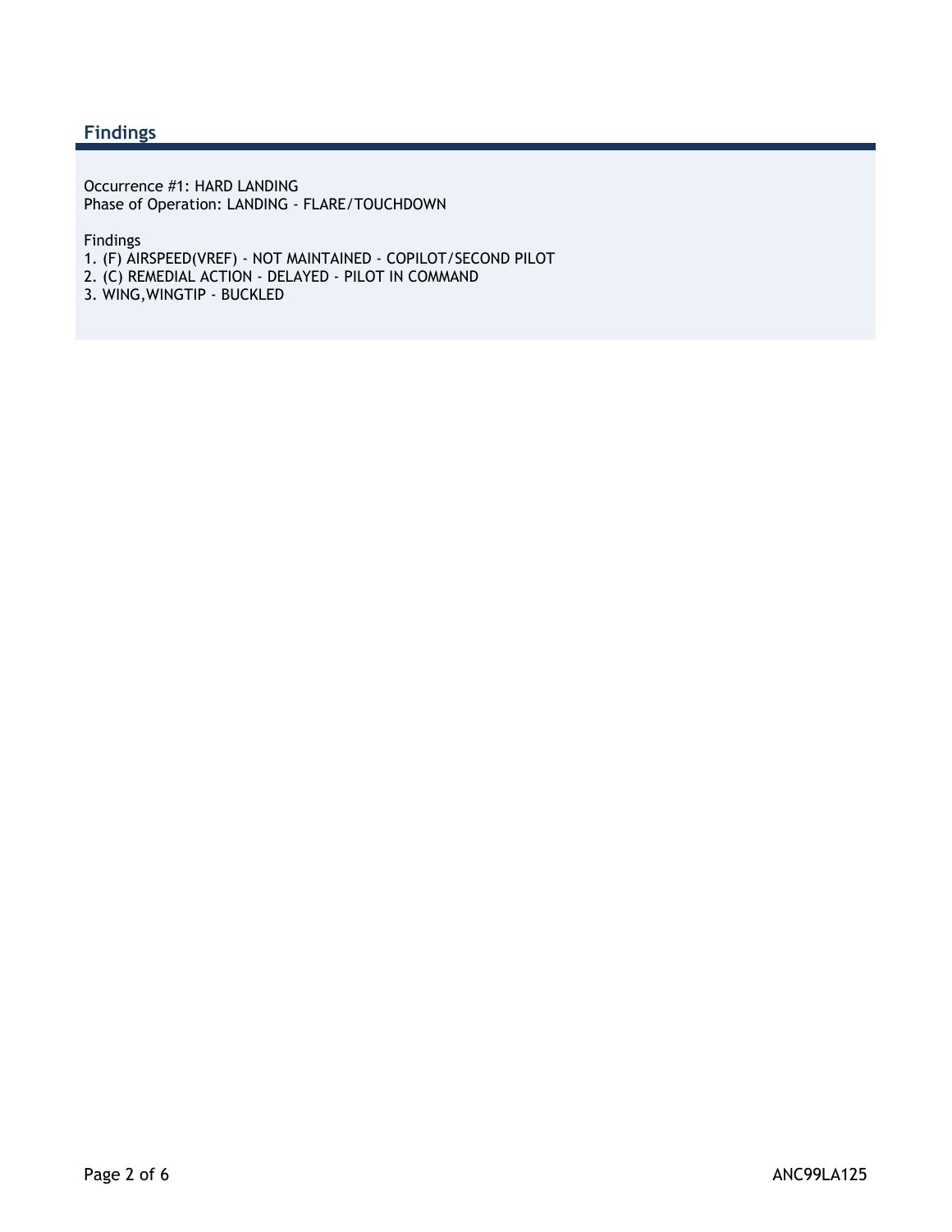## Findings

Occurrence #1: HARD LANDING
Phase of Operation: LANDING - FLARE/TOUCHDOWN

Findings
1. (F) AIRSPEED(VREF) - NOT MAINTAINED - COPILOT/SECOND PILOT
2. (C) REMEDIAL ACTION - DELAYED - PILOT IN COMMAND
3. WING,WINGTIP - BUCKLED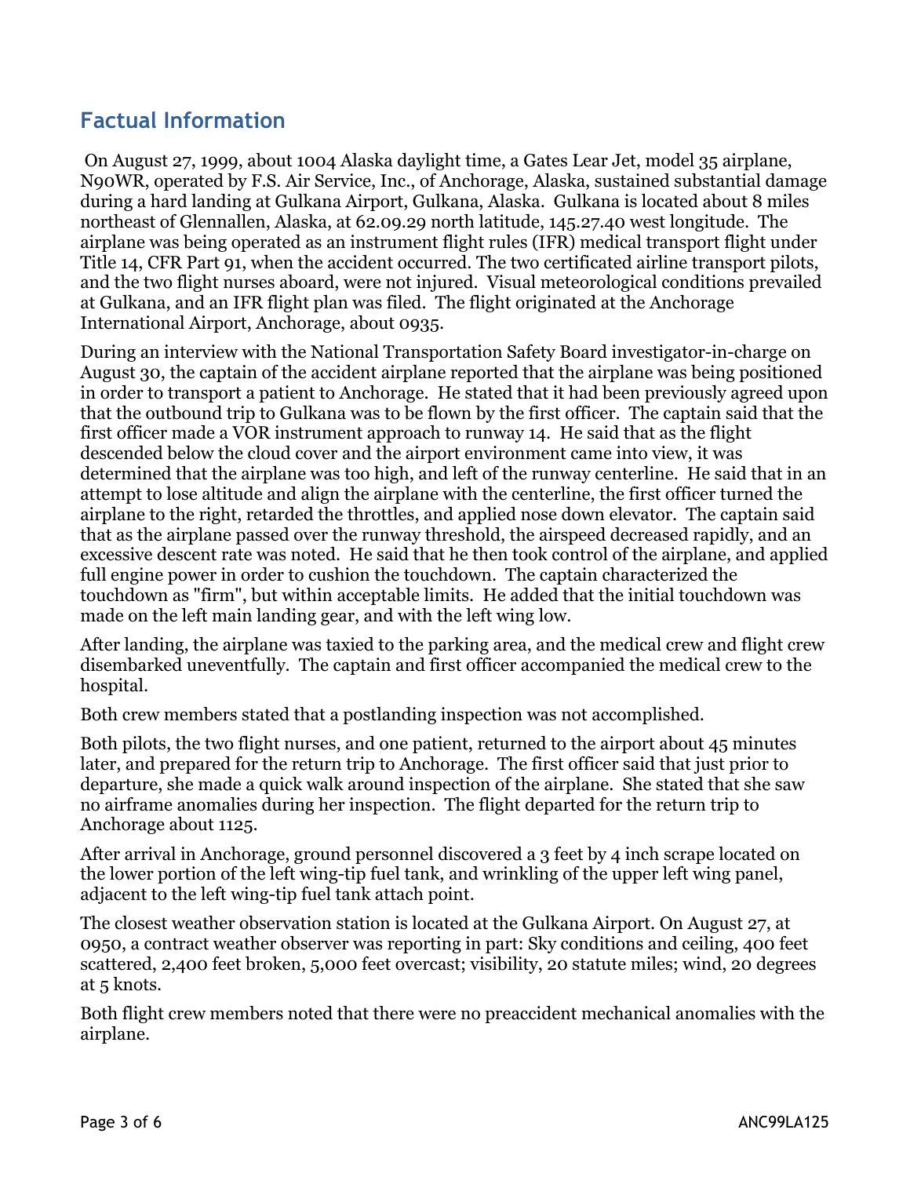## Factual Information

On August 27, 1999, about 1004 Alaska daylight time, a Gates Lear Jet, model 35 airplane, N90WR, operated by F.S. Air Service, Inc., of Anchorage, Alaska, sustained substantial damage during a hard landing at Gulkana Airport, Gulkana, Alaska. Gulkana is located about 8 miles northeast of Glennallen, Alaska, at 62.09.29 north latitude, 145.27.40 west longitude. The airplane was being operated as an instrument flight rules (IFR) medical transport flight under Title 14, CFR Part 91, when the accident occurred. The two certificated airline transport pilots, and the two flight nurses aboard, were not injured. Visual meteorological conditions prevailed at Gulkana, and an IFR flight plan was filed. The flight originated at the Anchorage International Airport, Anchorage, about 0935.

During an interview with the National Transportation Safety Board investigator-in-charge on August 30, the captain of the accident airplane reported that the airplane was being positioned in order to transport a patient to Anchorage. He stated that it had been previously agreed upon that the outbound trip to Gulkana was to be flown by the first officer. The captain said that the first officer made a VOR instrument approach to runway 14. He said that as the flight descended below the cloud cover and the airport environment came into view, it was determined that the airplane was too high, and left of the runway centerline. He said that in an attempt to lose altitude and align the airplane with the centerline, the first officer turned the airplane to the right, retarded the throttles, and applied nose down elevator. The captain said that as the airplane passed over the runway threshold, the airspeed decreased rapidly, and an excessive descent rate was noted. He said that he then took control of the airplane, and applied full engine power in order to cushion the touchdown. The captain characterized the touchdown as "firm", but within acceptable limits. He added that the initial touchdown was made on the left main landing gear, and with the left wing low.

After landing, the airplane was taxied to the parking area, and the medical crew and flight crew disembarked uneventfully. The captain and first officer accompanied the medical crew to the hospital.

Both crew members stated that a postlanding inspection was not accomplished.

Both pilots, the two flight nurses, and one patient, returned to the airport about 45 minutes later, and prepared for the return trip to Anchorage. The first officer said that just prior to departure, she made a quick walk around inspection of the airplane. She stated that she saw no airframe anomalies during her inspection. The flight departed for the return trip to Anchorage about 1125.

After arrival in Anchorage, ground personnel discovered a 3 feet by 4 inch scrape located on the lower portion of the left wing-tip fuel tank, and wrinkling of the upper left wing panel, adjacent to the left wing-tip fuel tank attach point.

The closest weather observation station is located at the Gulkana Airport. On August 27, at 0950, a contract weather observer was reporting in part: Sky conditions and ceiling, 400 feet scattered, 2,400 feet broken, 5,000 feet overcast; visibility, 20 statute miles; wind, 20 degrees at 5 knots.

Both flight crew members noted that there were no preaccident mechanical anomalies with the airplane.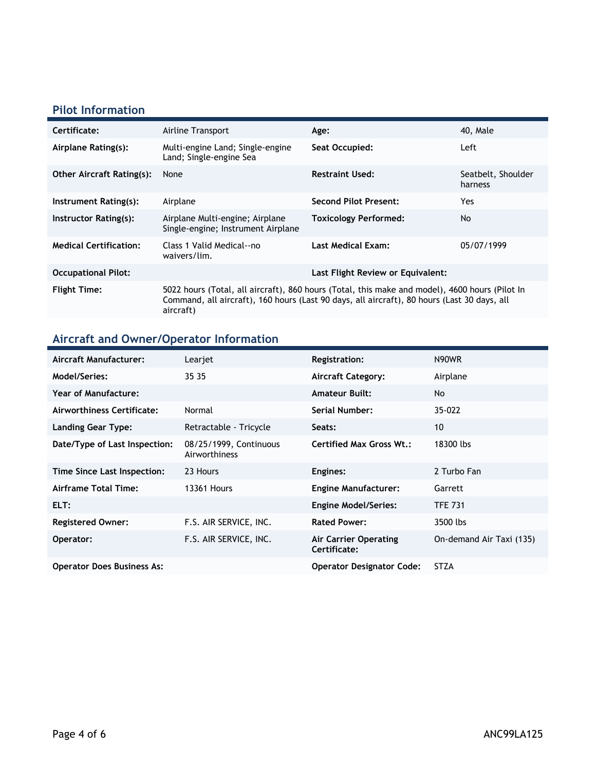## Pilot Information

| | | | |
|---|---|---|---|
| **Certificate:** | Airline Transport | **Age:** | 40, Male |
| **Airplane Rating(s):** | Multi-engine Land; Single-engine Land; Single-engine Sea | **Seat Occupied:** | Left |
| **Other Aircraft Rating(s):** | None | **Restraint Used:** | Seatbelt, Shoulder harness |
| **Instrument Rating(s):** | Airplane | **Second Pilot Present:** | Yes |
| **Instructor Rating(s):** | Airplane Multi-engine; Airplane Single-engine; Instrument Airplane | **Toxicology Performed:** | No |
| **Medical Certification:** | Class 1 Valid Medical--no waivers/lim. | **Last Medical Exam:** | 05/07/1999 |
| **Occupational Pilot:** | | **Last Flight Review or Equivalent:** | |
| **Flight Time:** | 5022 hours (Total, all aircraft), 860 hours (Total, this make and model), 4600 hours (Pilot In Command, all aircraft), 160 hours (Last 90 days, all aircraft), 80 hours (Last 30 days, all aircraft) | | |

## Aircraft and Owner/Operator Information

| | | | |
|---|---|---|---|
| **Aircraft Manufacturer:** | Learjet | **Registration:** | N90WR |
| **Model/Series:** | 35 35 | **Aircraft Category:** | Airplane |
| **Year of Manufacture:** | | **Amateur Built:** | No |
| **Airworthiness Certificate:** | Normal | **Serial Number:** | 35-022 |
| **Landing Gear Type:** | Retractable - Tricycle | **Seats:** | 10 |
| **Date/Type of Last Inspection:** | 08/25/1999, Continuous Airworthiness | **Certified Max Gross Wt.:** | 18300 lbs |
| **Time Since Last Inspection:** | 23 Hours | **Engines:** | 2 Turbo Fan |
| **Airframe Total Time:** | 13361 Hours | **Engine Manufacturer:** | Garrett |
| **ELT:** | | **Engine Model/Series:** | TFE 731 |
| **Registered Owner:** | F.S. AIR SERVICE, INC. | **Rated Power:** | 3500 lbs |
| **Operator:** | F.S. AIR SERVICE, INC. | **Air Carrier Operating Certificate:** | On-demand Air Taxi (135) |
| **Operator Does Business As:** | | **Operator Designator Code:** | STZA |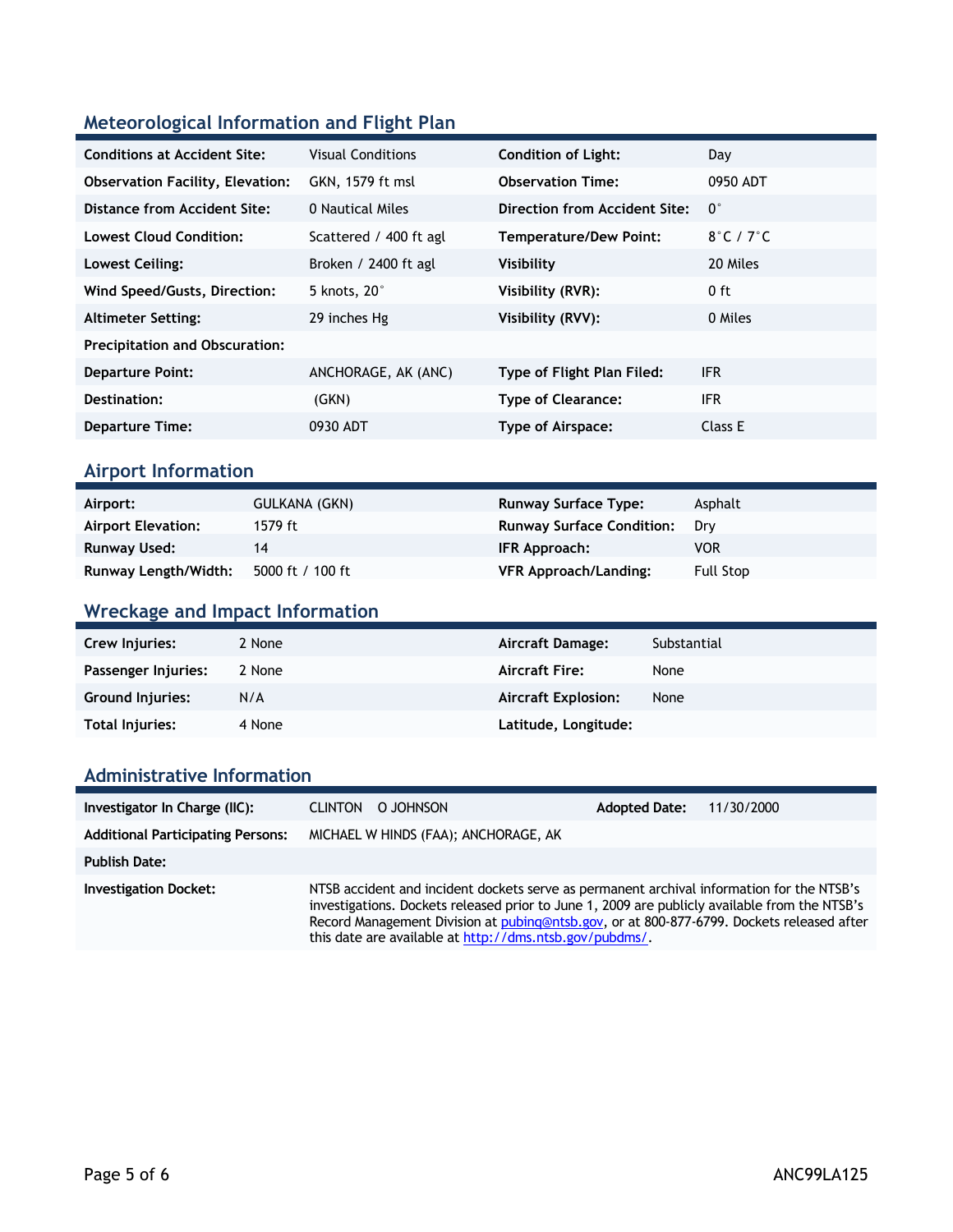## Meteorological Information and Flight Plan

| | | | |
|---|---|---|---|
| **Conditions at Accident Site:** | Visual Conditions | **Condition of Light:** | Day |
| **Observation Facility, Elevation:** | GKN, 1579 ft msl | **Observation Time:** | 0950 ADT |
| **Distance from Accident Site:** | 0 Nautical Miles | **Direction from Accident Site:** | 0° |
| **Lowest Cloud Condition:** | Scattered / 400 ft agl | **Temperature/Dew Point:** | 8°C / 7°C |
| **Lowest Ceiling:** | Broken / 2400 ft agl | **Visibility** | 20 Miles |
| **Wind Speed/Gusts, Direction:** | 5 knots, 20° | **Visibility (RVR):** | 0 ft |
| **Altimeter Setting:** | 29 inches Hg | **Visibility (RVV):** | 0 Miles |
| **Precipitation and Obscuration:** | | | |
| **Departure Point:** | ANCHORAGE, AK (ANC) | **Type of Flight Plan Filed:** | IFR |
| **Destination:** | (GKN) | **Type of Clearance:** | IFR |
| **Departure Time:** | 0930 ADT | **Type of Airspace:** | Class E |

## Airport Information

| | | | |
|---|---|---|---|
| **Airport:** | GULKANA (GKN) | **Runway Surface Type:** | Asphalt |
| **Airport Elevation:** | 1579 ft | **Runway Surface Condition:** | Dry |
| **Runway Used:** | 14 | **IFR Approach:** | VOR |
| **Runway Length/Width:** | 5000 ft / 100 ft | **VFR Approach/Landing:** | Full Stop |

## Wreckage and Impact Information

| | | | |
|---|---|---|---|
| **Crew Injuries:** | 2 None | **Aircraft Damage:** | Substantial |
| **Passenger Injuries:** | 2 None | **Aircraft Fire:** | None |
| **Ground Injuries:** | N/A | **Aircraft Explosion:** | None |
| **Total Injuries:** | 4 None | **Latitude, Longitude:** | |

## Administrative Information

| | | | |
|---|---|---|---|
| **Investigator In Charge (IIC):** | CLINTON O JOHNSON | **Adopted Date:** | 11/30/2000 |
| **Additional Participating Persons:** | MICHAEL W HINDS (FAA); ANCHORAGE, AK | | |
| **Publish Date:** | | | |
| **Investigation Docket:** | NTSB accident and incident dockets serve as permanent archival information for the NTSB's investigations. Dockets released prior to June 1, 2009 are publicly available from the NTSB's Record Management Division at pubinq@ntsb.gov, or at 800-877-6799. Dockets released after this date are available at http://dms.ntsb.gov/pubdms/. | | |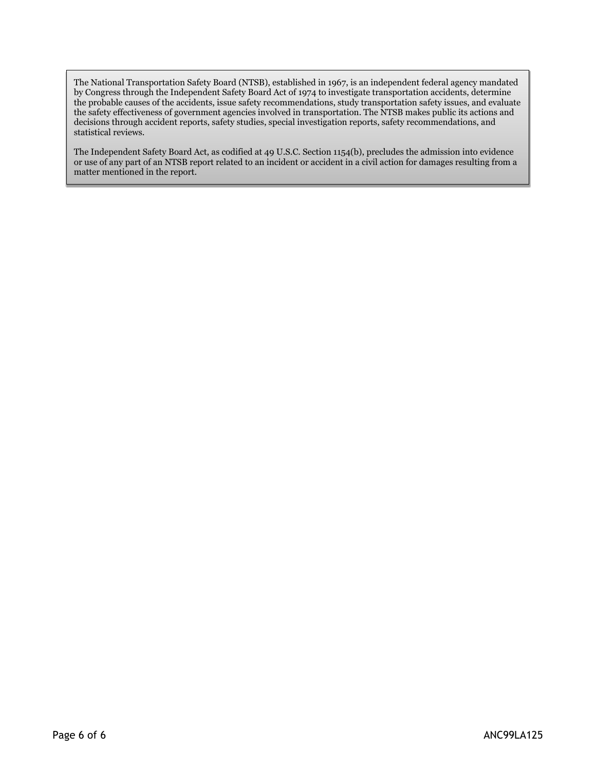The National Transportation Safety Board (NTSB), established in 1967, is an independent federal agency mandated by Congress through the Independent Safety Board Act of 1974 to investigate transportation accidents, determine the probable causes of the accidents, issue safety recommendations, study transportation safety issues, and evaluate the safety effectiveness of government agencies involved in transportation. The NTSB makes public its actions and decisions through accident reports, safety studies, special investigation reports, safety recommendations, and statistical reviews.

The Independent Safety Board Act, as codified at 49 U.S.C. Section 1154(b), precludes the admission into evidence or use of any part of an NTSB report related to an incident or accident in a civil action for damages resulting from a matter mentioned in the report.